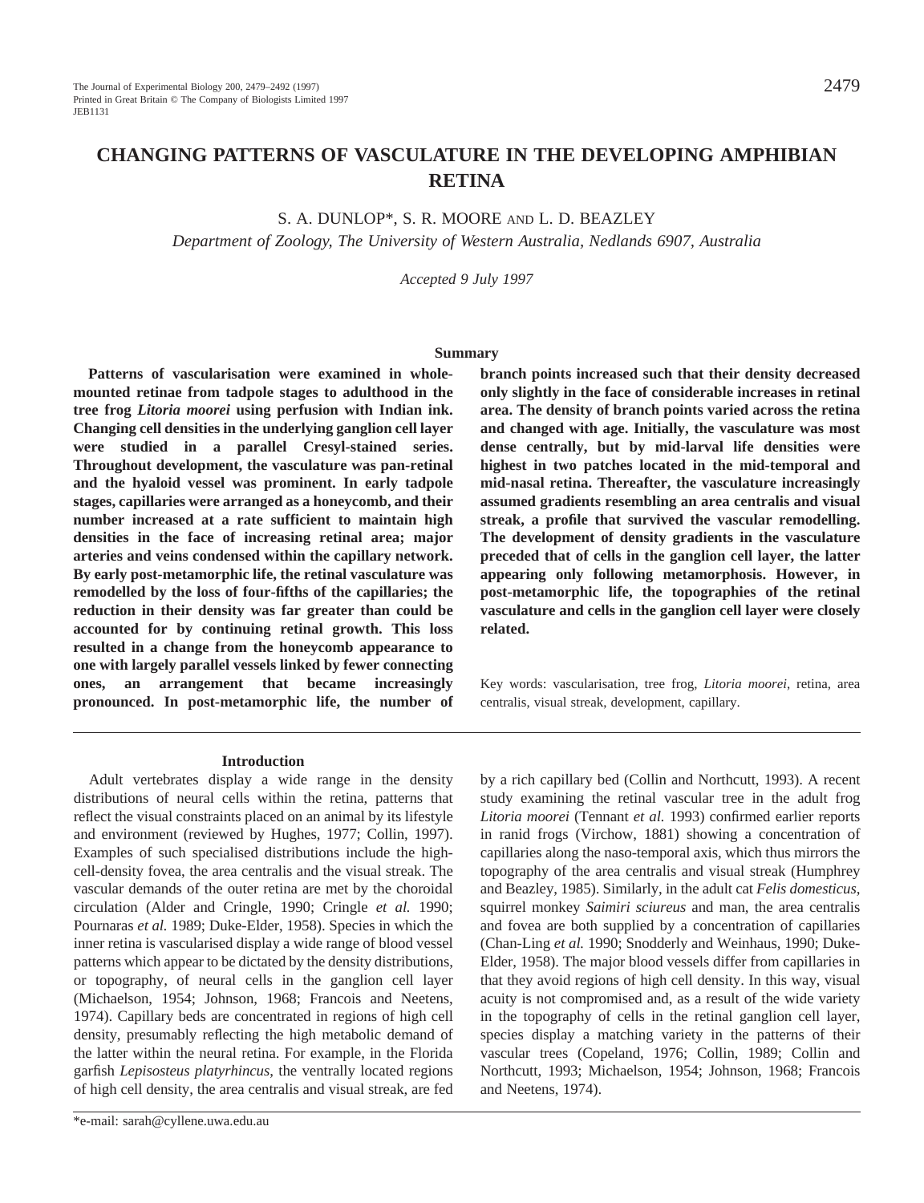# CHANGING PATTERNS OF VASCULATURE IN THE DEVELOPING AMPHIBIAN RETINA

S. A. DUNLOP*, S. R. MOORE AND L. D. BEAZLEY

*Department of Zoology, The University of Western Australia, Nedlands 6907, Australia*

*Accepted 9 July 1997*

## Summary

**Patterns of vascularisation were examined in whole-mounted retinae from tadpole stages to adulthood in the tree frog *Litoria moorei* using perfusion with Indian ink. Changing cell densities in the underlying ganglion cell layer were studied in a parallel Cresyl-stained series. Throughout development, the vasculature was pan-retinal and the hyaloid vessel was prominent. In early tadpole stages, capillaries were arranged as a honeycomb, and their number increased at a rate sufficient to maintain high densities in the face of increasing retinal area; major arteries and veins condensed within the capillary network. By early post-metamorphic life, the retinal vasculature was remodelled by the loss of four-fifths of the capillaries; the reduction in their density was far greater than could be accounted for by continuing retinal growth. This loss resulted in a change from the honeycomb appearance to one with largely parallel vessels linked by fewer connecting ones, an arrangement that became increasingly pronounced. In post-metamorphic life, the number of branch points increased such that their density decreased only slightly in the face of considerable increases in retinal area. The density of branch points varied across the retina and changed with age. Initially, the vasculature was most dense centrally, but by mid-larval life densities were highest in two patches located in the mid-temporal and mid-nasal retina. Thereafter, the vasculature increasingly assumed gradients resembling an area centralis and visual streak, a profile that survived the vascular remodelling. The development of density gradients in the vasculature preceded that of cells in the ganglion cell layer, the latter appearing only following metamorphosis. However, in post-metamorphic life, the topographies of the retinal vasculature and cells in the ganglion cell layer were closely related.**

Key words: vascularisation, tree frog, *Litoria moorei*, retina, area centralis, visual streak, development, capillary.

## Introduction

Adult vertebrates display a wide range in the density distributions of neural cells within the retina, patterns that reflect the visual constraints placed on an animal by its lifestyle and environment (reviewed by Hughes, 1977; Collin, 1997). Examples of such specialised distributions include the high-cell-density fovea, the area centralis and the visual streak. The vascular demands of the outer retina are met by the choroidal circulation (Alder and Cringle, 1990; Cringle *et al.* 1990; Pournaras *et al.* 1989; Duke-Elder, 1958). Species in which the inner retina is vascularised display a wide range of blood vessel patterns which appear to be dictated by the density distributions, or topography, of neural cells in the ganglion cell layer (Michaelson, 1954; Johnson, 1968; Francois and Neetens, 1974). Capillary beds are concentrated in regions of high cell density, presumably reflecting the high metabolic demand of the latter within the neural retina. For example, in the Florida garfish *Lepisosteus platyrhincus*, the ventrally located regions of high cell density, the area centralis and visual streak, are fed by a rich capillary bed (Collin and Northcutt, 1993). A recent study examining the retinal vascular tree in the adult frog *Litoria moorei* (Tennant *et al.* 1993) confirmed earlier reports in ranid frogs (Virchow, 1881) showing a concentration of capillaries along the naso-temporal axis, which thus mirrors the topography of the area centralis and visual streak (Humphrey and Beazley, 1985). Similarly, in the adult cat *Felis domesticus*, squirrel monkey *Saimiri sciureus* and man, the area centralis and fovea are both supplied by a concentration of capillaries (Chan-Ling *et al.* 1990; Snodderly and Weinhaus, 1990; Duke-Elder, 1958). The major blood vessels differ from capillaries in that they avoid regions of high cell density. In this way, visual acuity is not compromised and, as a result of the wide variety in the topography of cells in the retinal ganglion cell layer, species display a matching variety in the patterns of their vascular trees (Copeland, 1976; Collin, 1989; Collin and Northcutt, 1993; Michaelson, 1954; Johnson, 1968; Francois and Neetens, 1974).

*e-mail: sarah@cyllene.uwa.edu.au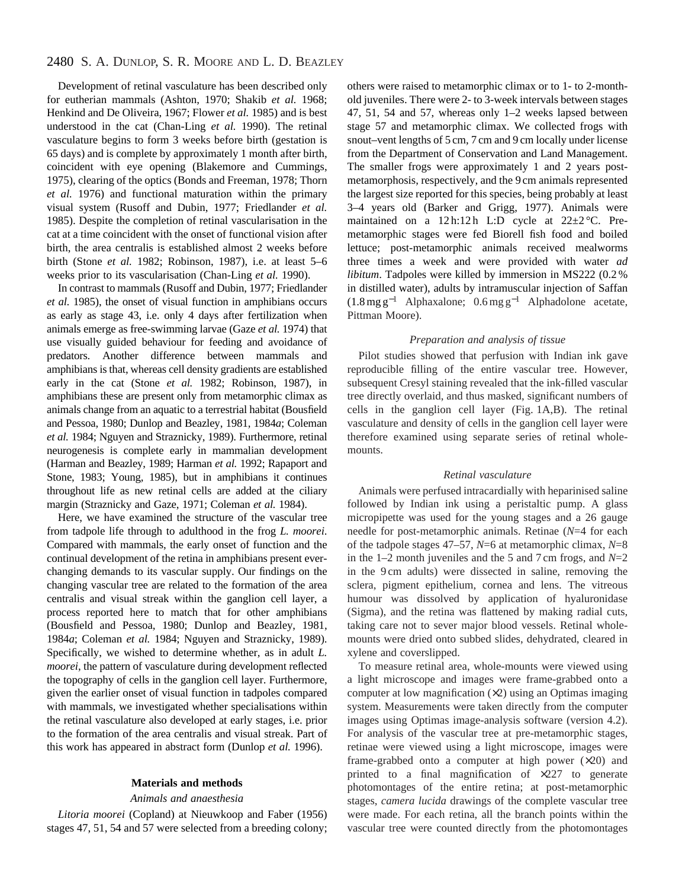Development of retinal vasculature has been described only for eutherian mammals (Ashton, 1970; Shakib *et al.* 1968; Henkind and De Oliveira, 1967; Flower *et al.* 1985) and is best understood in the cat (Chan-Ling *et al.* 1990). The retinal vasculature begins to form 3 weeks before birth (gestation is 65 days) and is complete by approximately 1 month after birth, coincident with eye opening (Blakemore and Cummings, 1975), clearing of the optics (Bonds and Freeman, 1978; Thorn *et al.* 1976) and functional maturation within the primary visual system (Rusoff and Dubin, 1977; Friedlander *et al.* 1985). Despite the completion of retinal vascularisation in the cat at a time coincident with the onset of functional vision after birth, the area centralis is established almost 2 weeks before birth (Stone *et al.* 1982; Robinson, 1987), i.e. at least 5–6 weeks prior to its vascularisation (Chan-Ling *et al.* 1990).

In contrast to mammals (Rusoff and Dubin, 1977; Friedlander *et al.* 1985), the onset of visual function in amphibians occurs as early as stage 43, i.e. only 4 days after fertilization when animals emerge as free-swimming larvae (Gaze *et al.* 1974) that use visually guided behaviour for feeding and avoidance of predators. Another difference between mammals and amphibians is that, whereas cell density gradients are established early in the cat (Stone *et al.* 1982; Robinson, 1987), in amphibians these are present only from metamorphic climax as animals change from an aquatic to a terrestrial habitat (Bousfield and Pessoa, 1980; Dunlop and Beazley, 1981, 1984*a*; Coleman *et al.* 1984; Nguyen and Straznicky, 1989). Furthermore, retinal neurogenesis is complete early in mammalian development (Harman and Beazley, 1989; Harman *et al.* 1992; Rapaport and Stone, 1983; Young, 1985), but in amphibians it continues throughout life as new retinal cells are added at the ciliary margin (Straznicky and Gaze, 1971; Coleman *et al.* 1984).

Here, we have examined the structure of the vascular tree from tadpole life through to adulthood in the frog *L. moorei*. Compared with mammals, the early onset of function and the continual development of the retina in amphibians present ever-changing demands to its vascular supply. Our findings on the changing vascular tree are related to the formation of the area centralis and visual streak within the ganglion cell layer, a process reported here to match that for other amphibians (Bousfield and Pessoa, 1980; Dunlop and Beazley, 1981, 1984*a*; Coleman *et al.* 1984; Nguyen and Straznicky, 1989). Specifically, we wished to determine whether, as in adult *L. moorei*, the pattern of vasculature during development reflected the topography of cells in the ganglion cell layer. Furthermore, given the earlier onset of visual function in tadpoles compared with mammals, we investigated whether specialisations within the retinal vasculature also developed at early stages, i.e. prior to the formation of the area centralis and visual streak. Part of this work has appeared in abstract form (Dunlop *et al.* 1996).

## Materials and methods

### *Animals and anaesthesia*

*Litoria moorei* (Copland) at Nieuwkoop and Faber (1956) stages 47, 51, 54 and 57 were selected from a breeding colony; others were raised to metamorphic climax or to 1- to 2-month-old juveniles. There were 2- to 3-week intervals between stages 47, 51, 54 and 57, whereas only 1–2 weeks lapsed between stage 57 and metamorphic climax. We collected frogs with snout–vent lengths of 5 cm, 7 cm and 9 cm locally under license from the Department of Conservation and Land Management. The smaller frogs were approximately 1 and 2 years post-metamorphosis, respectively, and the 9 cm animals represented the largest size reported for this species, being probably at least 3–4 years old (Barker and Grigg, 1977). Animals were maintained on a 12 h:12 h L:D cycle at 22±2 °C. Pre-metamorphic stages were fed Biorell fish food and boiled lettuce; post-metamorphic animals received mealworms three times a week and were provided with water *ad libitum*. Tadpoles were killed by immersion in MS222 (0.2 % in distilled water), adults by intramuscular injection of Saffan ($1.8\,\mathrm{mg\,g^{-1}}$ Alphaxalone; $0.6\,\mathrm{mg\,g^{-1}}$ Alphadolone acetate, Pittman Moore).

### *Preparation and analysis of tissue*

Pilot studies showed that perfusion with Indian ink gave reproducible filling of the entire vascular tree. However, subsequent Cresyl staining revealed that the ink-filled vascular tree directly overlaid, and thus masked, significant numbers of cells in the ganglion cell layer (Fig. 1A,B). The retinal vasculature and density of cells in the ganglion cell layer were therefore examined using separate series of retinal whole-mounts.

### *Retinal vasculature*

Animals were perfused intracardially with heparinised saline followed by Indian ink using a peristaltic pump. A glass micropipette was used for the young stages and a 26 gauge needle for post-metamorphic animals. Retinae ($N$=4 for each of the tadpole stages 47–57, $N$=6 at metamorphic climax, $N$=8 in the 1–2 month juveniles and the 5 and 7 cm frogs, and $N$=2 in the 9 cm adults) were dissected in saline, removing the sclera, pigment epithelium, cornea and lens. The vitreous humour was dissolved by application of hyaluronidase (Sigma), and the retina was flattened by making radial cuts, taking care not to sever major blood vessels. Retinal whole-mounts were dried onto subbed slides, dehydrated, cleared in xylene and coverslipped.

To measure retinal area, whole-mounts were viewed using a light microscope and images were frame-grabbed onto a computer at low magnification (×2) using an Optimas imaging system. Measurements were taken directly from the computer images using Optimas image-analysis software (version 4.2). For analysis of the vascular tree at pre-metamorphic stages, retinae were viewed using a light microscope, images were frame-grabbed onto a computer at high power (×20) and printed to a final magnification of ×227 to generate photomontages of the entire retina; at post-metamorphic stages, *camera lucida* drawings of the complete vascular tree were made. For each retina, all the branch points within the vascular tree were counted directly from the photomontages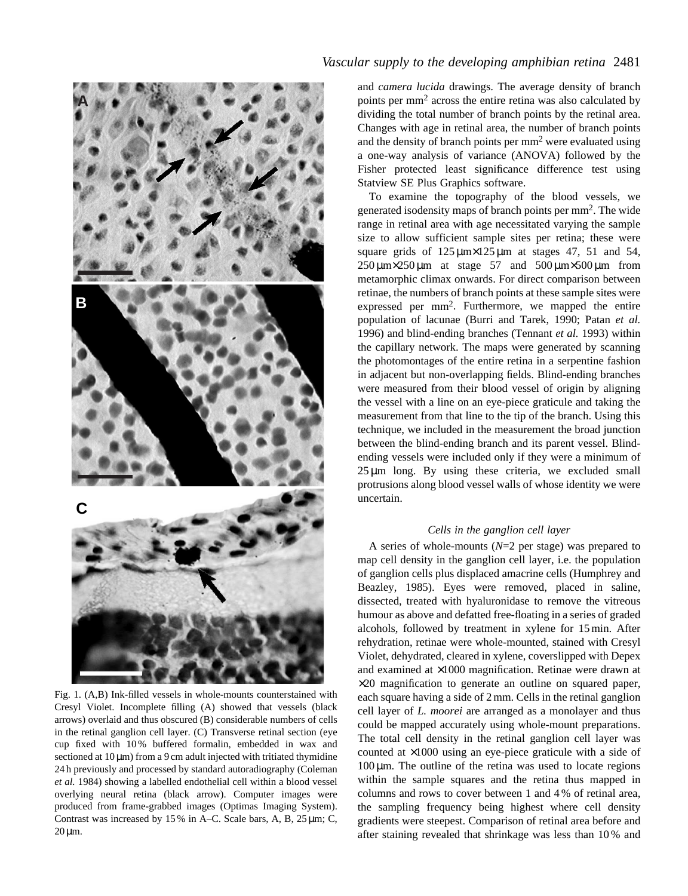Fig. 1. (A,B) Ink-filled vessels in whole-mounts counterstained with Cresyl Violet. Incomplete filling (A) showed that vessels (black arrows) overlaid and thus obscured (B) considerable numbers of cells in the retinal ganglion cell layer. (C) Transverse retinal section (eye cup fixed with 10 % buffered formalin, embedded in wax and sectioned at 10 μm) from a 9 cm adult injected with tritiated thymidine 24 h previously and processed by standard autoradiography (Coleman *et al.* 1984) showing a labelled endothelial cell within a blood vessel overlying neural retina (black arrow). Computer images were produced from frame-grabbed images (Optimas Imaging System). Contrast was increased by 15 % in A–C. Scale bars, A, B, 25 μm; C, 20 μm.

and *camera lucida* drawings. The average density of branch points per mm$^2$ across the entire retina was also calculated by dividing the total number of branch points by the retinal area. Changes with age in retinal area, the number of branch points and the density of branch points per mm$^2$ were evaluated using a one-way analysis of variance (ANOVA) followed by the Fisher protected least significance difference test using Statview SE Plus Graphics software.

To examine the topography of the blood vessels, we generated isodensity maps of branch points per mm$^2$. The wide range in retinal area with age necessitated varying the sample size to allow sufficient sample sites per retina; these were square grids of 125 μm×125 μm at stages 47, 51 and 54, 250 μm×250 μm at stage 57 and 500 μm×500 μm from metamorphic climax onwards. For direct comparison between retinae, the numbers of branch points at these sample sites were expressed per mm$^2$. Furthermore, we mapped the entire population of lacunae (Burri and Tarek, 1990; Patan *et al.* 1996) and blind-ending branches (Tennant *et al.* 1993) within the capillary network. The maps were generated by scanning the photomontages of the entire retina in a serpentine fashion in adjacent but non-overlapping fields. Blind-ending branches were measured from their blood vessel of origin by aligning the vessel with a line on an eye-piece graticule and taking the measurement from that line to the tip of the branch. Using this technique, we included in the measurement the broad junction between the blind-ending branch and its parent vessel. Blind-ending vessels were included only if they were a minimum of 25 μm long. By using these criteria, we excluded small protrusions along blood vessel walls of whose identity we were uncertain.

### *Cells in the ganglion cell layer*

A series of whole-mounts (*N*=2 per stage) was prepared to map cell density in the ganglion cell layer, i.e. the population of ganglion cells plus displaced amacrine cells (Humphrey and Beazley, 1985). Eyes were removed, placed in saline, dissected, treated with hyaluronidase to remove the vitreous humour as above and defatted free-floating in a series of graded alcohols, followed by treatment in xylene for 15 min. After rehydration, retinae were whole-mounted, stained with Cresyl Violet, dehydrated, cleared in xylene, coverslipped with Depex and examined at ×1000 magnification. Retinae were drawn at ×20 magnification to generate an outline on squared paper, each square having a side of 2 mm. Cells in the retinal ganglion cell layer of *L. moorei* are arranged as a monolayer and thus could be mapped accurately using whole-mount preparations. The total cell density in the retinal ganglion cell layer was counted at ×1000 using an eye-piece graticule with a side of 100 μm. The outline of the retina was used to locate regions within the sample squares and the retina thus mapped in columns and rows to cover between 1 and 4 % of retinal area, the sampling frequency being highest where cell density gradients were steepest. Comparison of retinal area before and after staining revealed that shrinkage was less than 10 % and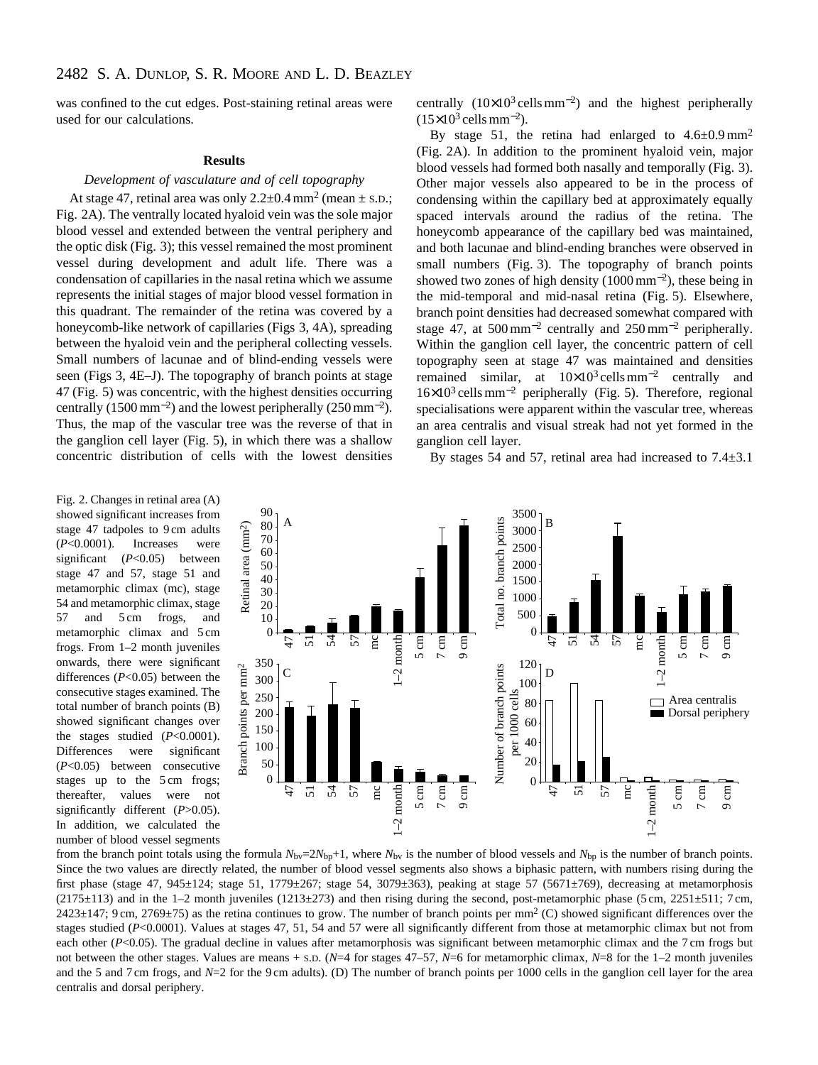was confined to the cut edges. Post-staining retinal areas were used for our calculations.

## Results

### *Development of vasculature and of cell topography*

At stage 47, retinal area was only 2.2±0.4 mm$^2$ (mean ± S.D.; Fig. 2A). The ventrally located hyaloid vein was the sole major blood vessel and extended between the ventral periphery and the optic disk (Fig. 3); this vessel remained the most prominent vessel during development and adult life. There was a condensation of capillaries in the nasal retina which we assume represents the initial stages of major blood vessel formation in this quadrant. The remainder of the retina was covered by a honeycomb-like network of capillaries (Figs 3, 4A), spreading between the hyaloid vein and the peripheral collecting vessels. Small numbers of lacunae and of blind-ending vessels were seen (Figs 3, 4E–J). The topography of branch points at stage 47 (Fig. 5) was concentric, with the highest densities occurring centrally (1500 mm$^{-2}$) and the lowest peripherally (250 mm$^{-2}$). Thus, the map of the vascular tree was the reverse of that in the ganglion cell layer (Fig. 5), in which there was a shallow concentric distribution of cells with the lowest densities centrally ($10\times10^3$ cells mm$^{-2}$) and the highest peripherally ($15\times10^3$ cells mm$^{-2}$).

By stage 51, the retina had enlarged to 4.6±0.9 mm$^2$ (Fig. 2A). In addition to the prominent hyaloid vein, major blood vessels had formed both nasally and temporally (Fig. 3). Other major vessels also appeared to be in the process of condensing within the capillary bed at approximately equally spaced intervals around the radius of the retina. The honeycomb appearance of the capillary bed was maintained, and both lacunae and blind-ending branches were observed in small numbers (Fig. 3). The topography of branch points showed two zones of high density (1000 mm$^{-2}$), these being in the mid-temporal and mid-nasal retina (Fig. 5). Elsewhere, branch point densities had decreased somewhat compared with stage 47, at 500 mm$^{-2}$ centrally and 250 mm$^{-2}$ peripherally. Within the ganglion cell layer, the concentric pattern of cell topography seen at stage 47 was maintained and densities remained similar, at $10\times10^3$ cells mm$^{-2}$ centrally and $16\times10^3$ cells mm$^{-2}$ peripherally (Fig. 5). Therefore, regional specialisations were apparent within the vascular tree, whereas an area centralis and visual streak had not yet formed in the ganglion cell layer.

By stages 54 and 57, retinal area had increased to 7.4±3.1

Fig. 2. Changes in retinal area (A) showed significant increases from stage 47 tadpoles to 9 cm adults ($P<0.0001$). Increases were significant ($P<0.05$) between stage 47 and 57, stage 51 and metamorphic climax (mc), stage 54 and metamorphic climax, stage 57 and 5 cm frogs, and metamorphic climax and 5 cm frogs. From 1–2 month juveniles onwards, there were significant differences ($P<0.05$) between the consecutive stages examined. The total number of branch points (B) showed significant changes over the stages studied ($P<0.0001$). Differences were significant ($P<0.05$) between consecutive stages up to the 5 cm frogs; thereafter, values were not significantly different ($P>0.05$). In addition, we calculated the number of blood vessel segments from the branch point totals using the formula $N_{bv}=2N_{bp}+1$, where $N_{bv}$ is the number of blood vessels and $N_{bp}$ is the number of branch points. Since the two values are directly related, the number of blood vessel segments also shows a biphasic pattern, with numbers rising during the first phase (stage 47, 945±124; stage 51, 1779±267; stage 54, 3079±363), peaking at stage 57 (5671±769), decreasing at metamorphosis (2175±113) and in the 1–2 month juveniles (1213±273) and then rising during the second, post-metamorphic phase (5 cm, 2251±511; 7 cm, 2423±147; 9 cm, 2769±75) as the retina continues to grow. The number of branch points per mm$^2$ (C) showed significant differences over the stages studied ($P<0.0001$). Values at stages 47, 51, 54 and 57 were all significantly different from those at metamorphic climax but not from each other ($P<0.05$). The gradual decline in values after metamorphosis was significant between metamorphic climax and the 7 cm frogs but not between the other stages. Values are means + S.D. ($N$=4 for stages 47–57, $N$=6 for metamorphic climax, $N$=8 for the 1–2 month juveniles and the 5 and 7 cm frogs, and $N$=2 for the 9 cm adults). (D) The number of branch points per 1000 cells in the ganglion cell layer for the area centralis and dorsal periphery.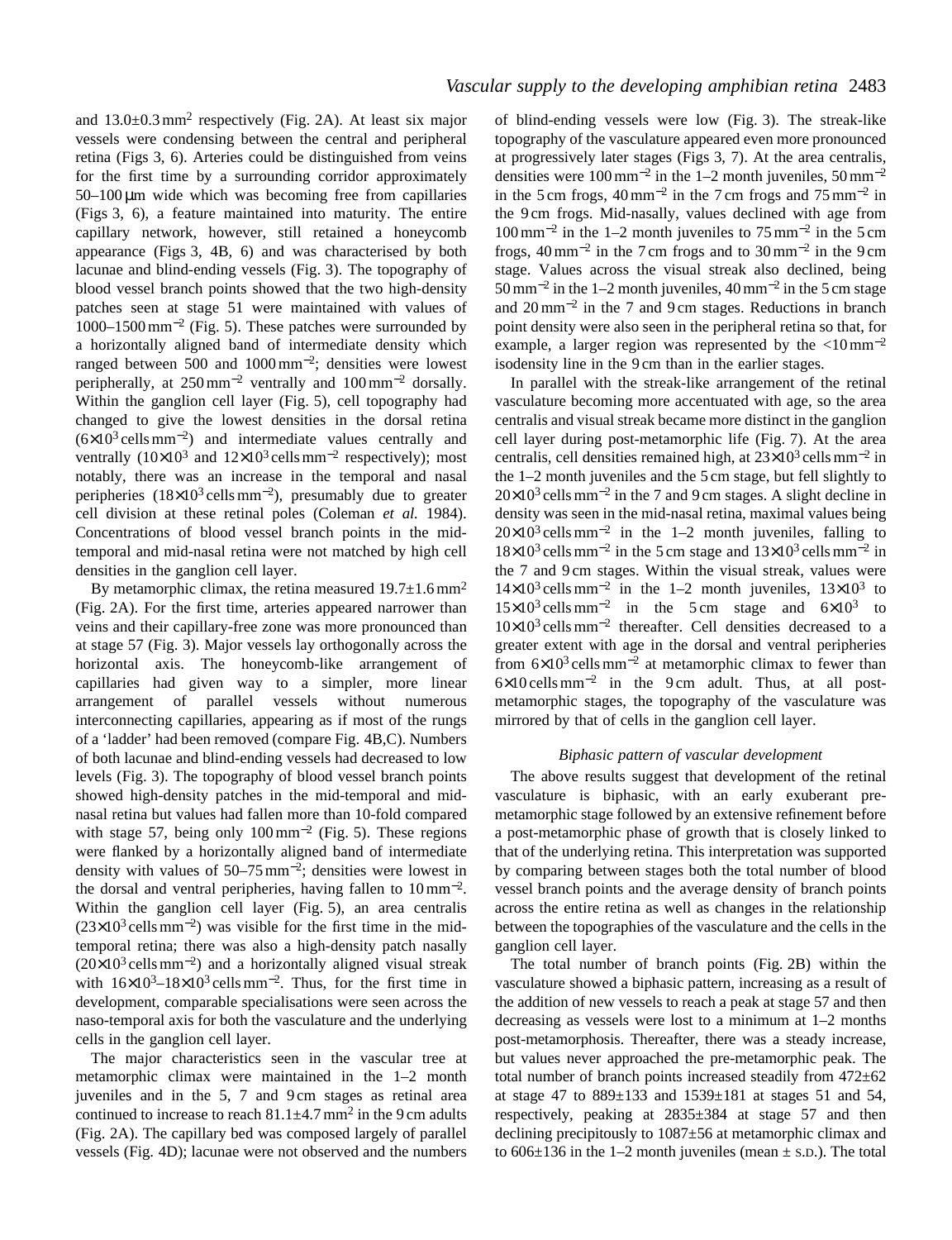and $13.0\pm0.3$ mm$^2$ respectively (Fig. 2A). At least six major vessels were condensing between the central and peripheral retina (Figs 3, 6). Arteries could be distinguished from veins for the first time by a surrounding corridor approximately 50–100 μm wide which was becoming free from capillaries (Figs 3, 6), a feature maintained into maturity. The entire capillary network, however, still retained a honeycomb appearance (Figs 3, 4B, 6) and was characterised by both lacunae and blind-ending vessels (Fig. 3). The topography of blood vessel branch points showed that the two high-density patches seen at stage 51 were maintained with values of 1000–1500 mm$^{-2}$ (Fig. 5). These patches were surrounded by a horizontally aligned band of intermediate density which ranged between 500 and 1000 mm$^{-2}$; densities were lowest peripherally, at 250 mm$^{-2}$ ventrally and 100 mm$^{-2}$ dorsally. Within the ganglion cell layer (Fig. 5), cell topography had changed to give the lowest densities in the dorsal retina ($6\times10^3$ cells mm$^{-2}$) and intermediate values centrally and ventrally ($10\times10^3$ and $12\times10^3$ cells mm$^{-2}$ respectively); most notably, there was an increase in the temporal and nasal peripheries ($18\times10^3$ cells mm$^{-2}$), presumably due to greater cell division at these retinal poles (Coleman *et al.* 1984). Concentrations of blood vessel branch points in the mid-temporal and mid-nasal retina were not matched by high cell densities in the ganglion cell layer.

By metamorphic climax, the retina measured $19.7\pm1.6$ mm$^2$ (Fig. 2A). For the first time, arteries appeared narrower than veins and their capillary-free zone was more pronounced than at stage 57 (Fig. 3). Major vessels lay orthogonally across the horizontal axis. The honeycomb-like arrangement of capillaries had given way to a simpler, more linear arrangement of parallel vessels without numerous interconnecting capillaries, appearing as if most of the rungs of a 'ladder' had been removed (compare Fig. 4B,C). Numbers of both lacunae and blind-ending vessels had decreased to low levels (Fig. 3). The topography of blood vessel branch points showed high-density patches in the mid-temporal and mid-nasal retina but values had fallen more than 10-fold compared with stage 57, being only 100 mm$^{-2}$ (Fig. 5). These regions were flanked by a horizontally aligned band of intermediate density with values of 50–75 mm$^{-2}$; densities were lowest in the dorsal and ventral peripheries, having fallen to 10 mm$^{-2}$. Within the ganglion cell layer (Fig. 5), an area centralis ($23\times10^3$ cells mm$^{-2}$) was visible for the first time in the mid-temporal retina; there was also a high-density patch nasally ($20\times10^3$ cells mm$^{-2}$) and a horizontally aligned visual streak with $16\times10^3$–$18\times10^3$ cells mm$^{-2}$. Thus, for the first time in development, comparable specialisations were seen across the naso-temporal axis for both the vasculature and the underlying cells in the ganglion cell layer.

The major characteristics seen in the vascular tree at metamorphic climax were maintained in the 1–2 month juveniles and in the 5, 7 and 9 cm stages as retinal area continued to increase to reach $81.1\pm4.7$ mm$^2$ in the 9 cm adults (Fig. 2A). The capillary bed was composed largely of parallel vessels (Fig. 4D); lacunae were not observed and the numbers of blind-ending vessels were low (Fig. 3). The streak-like topography of the vasculature appeared even more pronounced at progressively later stages (Figs 3, 7). At the area centralis, densities were 100 mm$^{-2}$ in the 1–2 month juveniles, 50 mm$^{-2}$ in the 5 cm frogs, 40 mm$^{-2}$ in the 7 cm frogs and 75 mm$^{-2}$ in the 9 cm frogs. Mid-nasally, values declined with age from 100 mm$^{-2}$ in the 1–2 month juveniles to 75 mm$^{-2}$ in the 5 cm frogs, 40 mm$^{-2}$ in the 7 cm frogs and to 30 mm$^{-2}$ in the 9 cm stage. Values across the visual streak also declined, being 50 mm$^{-2}$ in the 1–2 month juveniles, 40 mm$^{-2}$ in the 5 cm stage and 20 mm$^{-2}$ in the 7 and 9 cm stages. Reductions in branch point density were also seen in the peripheral retina so that, for example, a larger region was represented by the <10 mm$^{-2}$ isodensity line in the 9 cm than in the earlier stages.

In parallel with the streak-like arrangement of the retinal vasculature becoming more accentuated with age, so the area centralis and visual streak became more distinct in the ganglion cell layer during post-metamorphic life (Fig. 7). At the area centralis, cell densities remained high, at $23\times10^3$ cells mm$^{-2}$ in the 1–2 month juveniles and the 5 cm stage, but fell slightly to $20\times10^3$ cells mm$^{-2}$ in the 7 and 9 cm stages. A slight decline in density was seen in the mid-nasal retina, maximal values being $20\times10^3$ cells mm$^{-2}$ in the 1–2 month juveniles, falling to $18\times10^3$ cells mm$^{-2}$ in the 5 cm stage and $13\times10^3$ cells mm$^{-2}$ in the 7 and 9 cm stages. Within the visual streak, values were $14\times10^3$ cells mm$^{-2}$ in the 1–2 month juveniles, $13\times10^3$ to $15\times10^3$ cells mm$^{-2}$ in the 5 cm stage and $6\times10^3$ to $10\times10^3$ cells mm$^{-2}$ thereafter. Cell densities decreased to a greater extent with age in the dorsal and ventral peripheries from $6\times10^3$ cells mm$^{-2}$ at metamorphic climax to fewer than $6\times10$ cells mm$^{-2}$ in the 9 cm adult. Thus, at all post-metamorphic stages, the topography of the vasculature was mirrored by that of cells in the ganglion cell layer.

### *Biphasic pattern of vascular development*

The above results suggest that development of the retinal vasculature is biphasic, with an early exuberant pre-metamorphic stage followed by an extensive refinement before a post-metamorphic phase of growth that is closely linked to that of the underlying retina. This interpretation was supported by comparing between stages both the total number of blood vessel branch points and the average density of branch points across the entire retina as well as changes in the relationship between the topographies of the vasculature and the cells in the ganglion cell layer.

The total number of branch points (Fig. 2B) within the vasculature showed a biphasic pattern, increasing as a result of the addition of new vessels to reach a peak at stage 57 and then decreasing as vessels were lost to a minimum at 1–2 months post-metamorphosis. Thereafter, there was a steady increase, but values never approached the pre-metamorphic peak. The total number of branch points increased steadily from $472\pm62$ at stage 47 to $889\pm133$ and $1539\pm181$ at stages 51 and 54, respectively, peaking at $2835\pm384$ at stage 57 and then declining precipitously to $1087\pm56$ at metamorphic climax and to $606\pm136$ in the 1–2 month juveniles (mean ± S.D.). The total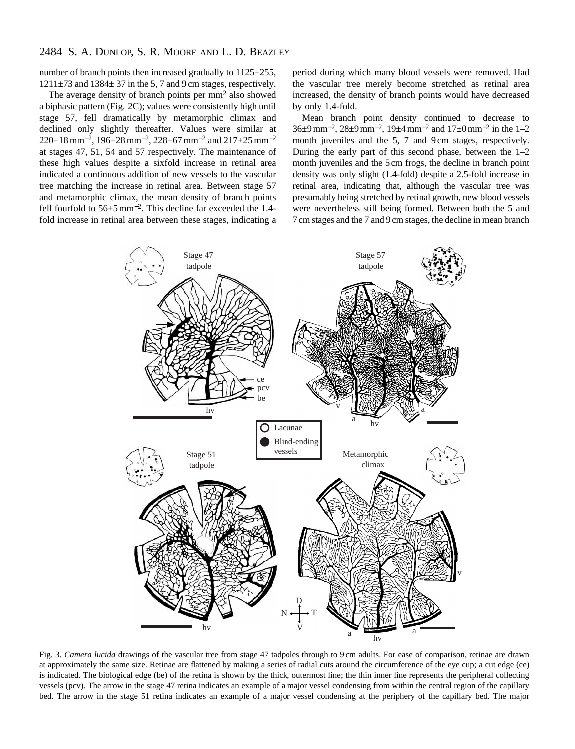number of branch points then increased gradually to 1125±255, 1211±73 and 1384± 37 in the 5, 7 and 9 cm stages, respectively.

The average density of branch points per mm$^2$ also showed a biphasic pattern (Fig. 2C); values were consistently high until stage 57, fell dramatically by metamorphic climax and declined only slightly thereafter. Values were similar at 220±18 mm$^{-2}$, 196±28 mm$^{-2}$, 228±67 mm$^{-2}$ and 217±25 mm$^{-2}$ at stages 47, 51, 54 and 57 respectively. The maintenance of these high values despite a sixfold increase in retinal area indicated a continuous addition of new vessels to the vascular tree matching the increase in retinal area. Between stage 57 and metamorphic climax, the mean density of branch points fell fourfold to 56±5 mm$^{-2}$. This decline far exceeded the 1.4-fold increase in retinal area between these stages, indicating a period during which many blood vessels were removed. Had the vascular tree merely become stretched as retinal area increased, the density of branch points would have decreased by only 1.4-fold.

Mean branch point density continued to decrease to 36±9 mm$^{-2}$, 28±9 mm$^{-2}$, 19±4 mm$^{-2}$ and 17±0 mm$^{-2}$ in the 1–2 month juveniles and the 5, 7 and 9 cm stages, respectively. During the early part of this second phase, between the 1–2 month juveniles and the 5 cm frogs, the decline in branch point density was only slight (1.4-fold) despite a 2.5-fold increase in retinal area, indicating that, although the vascular tree was presumably being stretched by retinal growth, new blood vessels were nevertheless still being formed. Between both the 5 and 7 cm stages and the 7 and 9 cm stages, the decline in mean branch

Fig. 3. *Camera lucida* drawings of the vascular tree from stage 47 tadpoles through to 9 cm adults. For ease of comparison, retinae are drawn at approximately the same size. Retinae are flattened by making a series of radial cuts around the circumference of the eye cup; a cut edge (ce) is indicated. The biological edge (be) of the retina is shown by the thick, outermost line; the thin inner line represents the peripheral collecting vessels (pcv). The arrow in the stage 47 retina indicates an example of a major vessel condensing from within the central region of the capillary bed. The arrow in the stage 51 retina indicates an example of a major vessel condensing at the periphery of the capillary bed. The major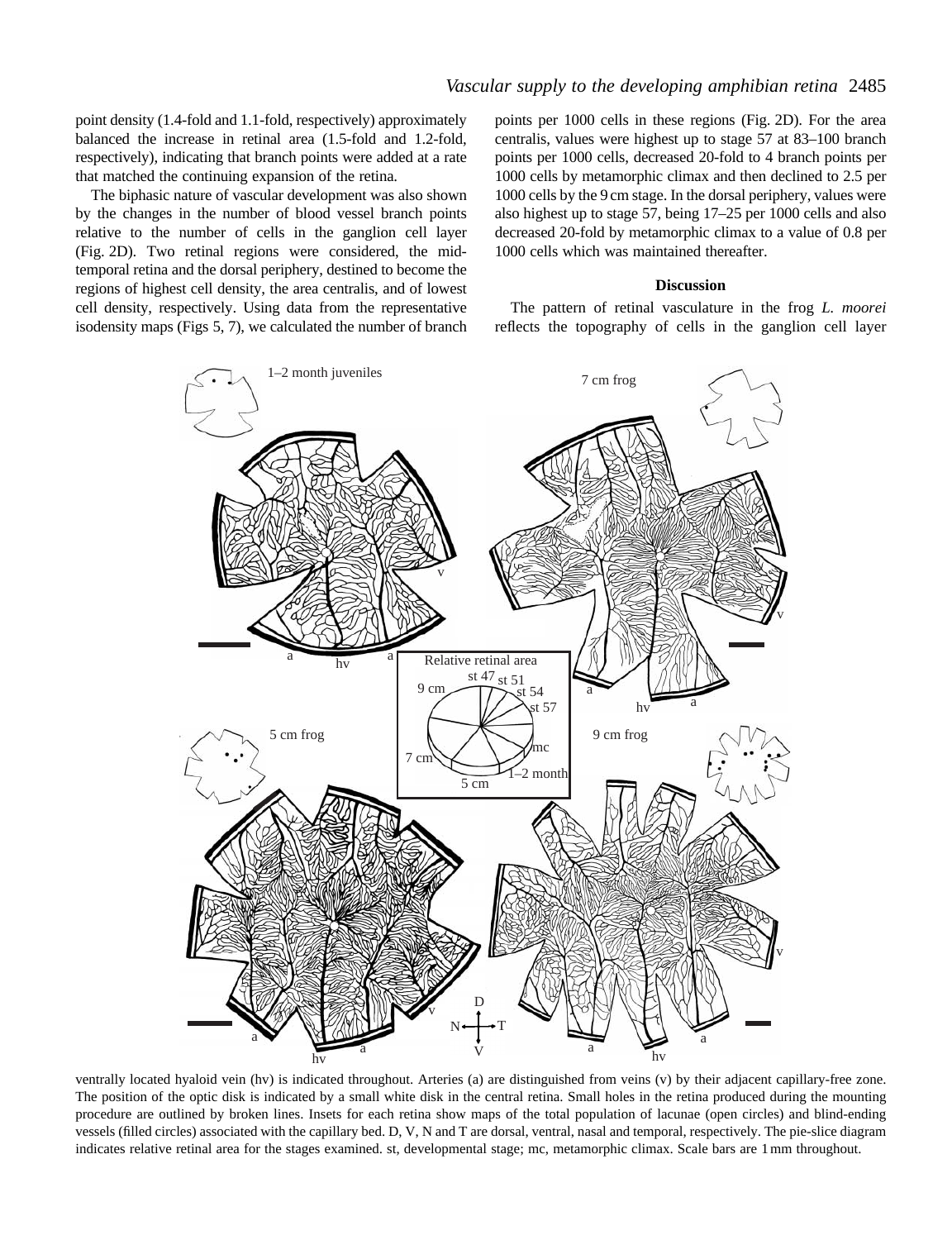point density (1.4-fold and 1.1-fold, respectively) approximately balanced the increase in retinal area (1.5-fold and 1.2-fold, respectively), indicating that branch points were added at a rate that matched the continuing expansion of the retina.

The biphasic nature of vascular development was also shown by the changes in the number of blood vessel branch points relative to the number of cells in the ganglion cell layer (Fig. 2D). Two retinal regions were considered, the mid-temporal retina and the dorsal periphery, destined to become the regions of highest cell density, the area centralis, and of lowest cell density, respectively. Using data from the representative isodensity maps (Figs 5, 7), we calculated the number of branch points per 1000 cells in these regions (Fig. 2D). For the area centralis, values were highest up to stage 57 at 83–100 branch points per 1000 cells, decreased 20-fold to 4 branch points per 1000 cells by metamorphic climax and then declined to 2.5 per 1000 cells by the 9 cm stage. In the dorsal periphery, values were also highest up to stage 57, being 17–25 per 1000 cells and also decreased 20-fold by metamorphic climax to a value of 0.8 per 1000 cells which was maintained thereafter.

## Discussion

The pattern of retinal vasculature in the frog *L. moorei* reflects the topography of cells in the ganglion cell layer

ventrally located hyaloid vein (hv) is indicated throughout. Arteries (a) are distinguished from veins (v) by their adjacent capillary-free zone. The position of the optic disk is indicated by a small white disk in the central retina. Small holes in the retina produced during the mounting procedure are outlined by broken lines. Insets for each retina show maps of the total population of lacunae (open circles) and blind-ending vessels (filled circles) associated with the capillary bed. D, V, N and T are dorsal, ventral, nasal and temporal, respectively. The pie-slice diagram indicates relative retinal area for the stages examined. st, developmental stage; mc, metamorphic climax. Scale bars are 1 mm throughout.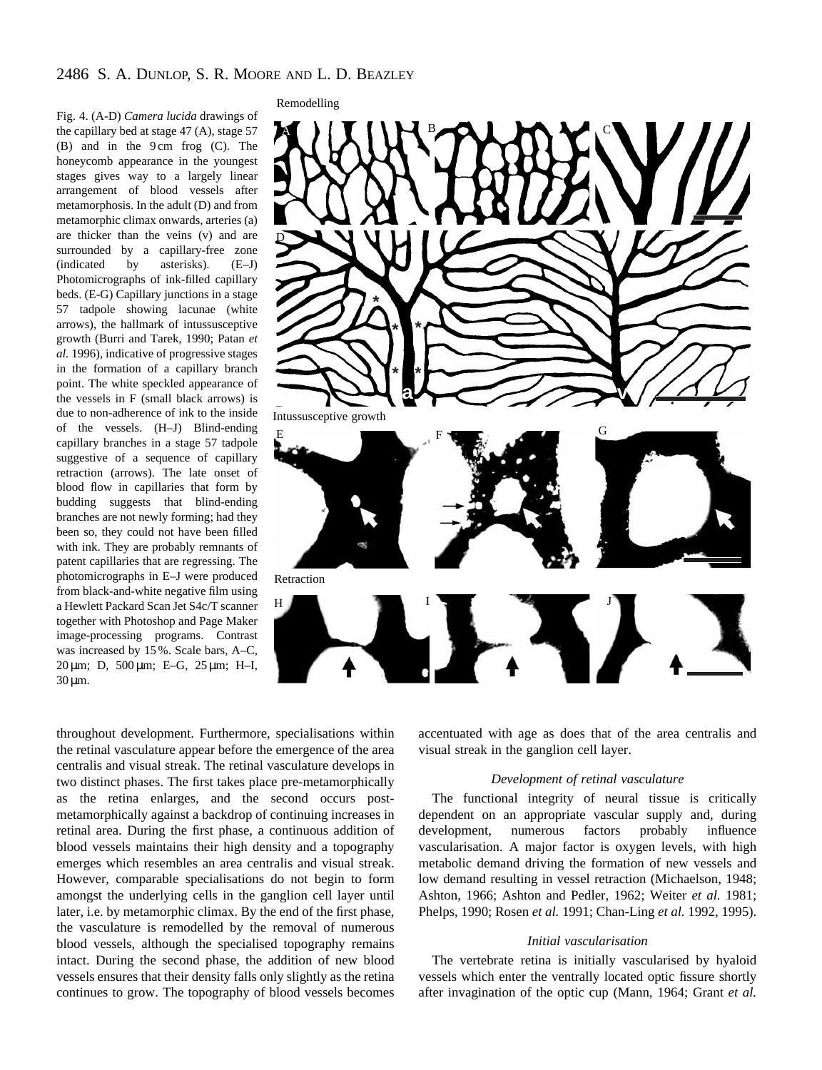Fig. 4. (A-D) *Camera lucida* drawings of the capillary bed at stage 47 (A), stage 57 (B) and in the 9 cm frog (C). The honeycomb appearance in the youngest stages gives way to a largely linear arrangement of blood vessels after metamorphosis. In the adult (D) and from metamorphic climax onwards, arteries (a) are thicker than the veins (v) and are surrounded by a capillary-free zone (indicated by asterisks). (E–J) Photomicrographs of ink-filled capillary beds. (E-G) Capillary junctions in a stage 57 tadpole showing lacunae (white arrows), the hallmark of intussusceptive growth (Burri and Tarek, 1990; Patan *et al.* 1996), indicative of progressive stages in the formation of a capillary branch point. The white speckled appearance of the vessels in F (small black arrows) is due to non-adherence of ink to the inside of the vessels. (H–J) Blind-ending capillary branches in a stage 57 tadpole suggestive of a sequence of capillary retraction (arrows). The late onset of blood flow in capillaries that form by budding suggests that blind-ending branches are not newly forming; had they been so, they could not have been filled with ink. They are probably remnants of patent capillaries that are regressing. The photomicrographs in E–J were produced from black-and-white negative film using a Hewlett Packard Scan Jet S4c/T scanner together with Photoshop and Page Maker image-processing programs. Contrast was increased by 15 %. Scale bars, A–C, 20 µm; D, 500 µm; E–G, 25 µm; H–I, 30 µm.

throughout development. Furthermore, specialisations within the retinal vasculature appear before the emergence of the area centralis and visual streak. The retinal vasculature develops in two distinct phases. The first takes place pre-metamorphically as the retina enlarges, and the second occurs post-metamorphically against a backdrop of continuing increases in retinal area. During the first phase, a continuous addition of blood vessels maintains their high density and a topography emerges which resembles an area centralis and visual streak. However, comparable specialisations do not begin to form amongst the underlying cells in the ganglion cell layer until later, i.e. by metamorphic climax. By the end of the first phase, the vasculature is remodelled by the removal of numerous blood vessels, although the specialised topography remains intact. During the second phase, the addition of new blood vessels ensures that their density falls only slightly as the retina continues to grow. The topography of blood vessels becomes accentuated with age as does that of the area centralis and visual streak in the ganglion cell layer.

### *Development of retinal vasculature*

The functional integrity of neural tissue is critically dependent on an appropriate vascular supply and, during development, numerous factors probably influence vascularisation. A major factor is oxygen levels, with high metabolic demand driving the formation of new vessels and low demand resulting in vessel retraction (Michaelson, 1948; Ashton, 1966; Ashton and Pedler, 1962; Weiter *et al.* 1981; Phelps, 1990; Rosen *et al.* 1991; Chan-Ling *et al.* 1992, 1995).

### *Initial vascularisation*

The vertebrate retina is initially vascularised by hyaloid vessels which enter the ventrally located optic fissure shortly after invagination of the optic cup (Mann, 1964; Grant *et al.*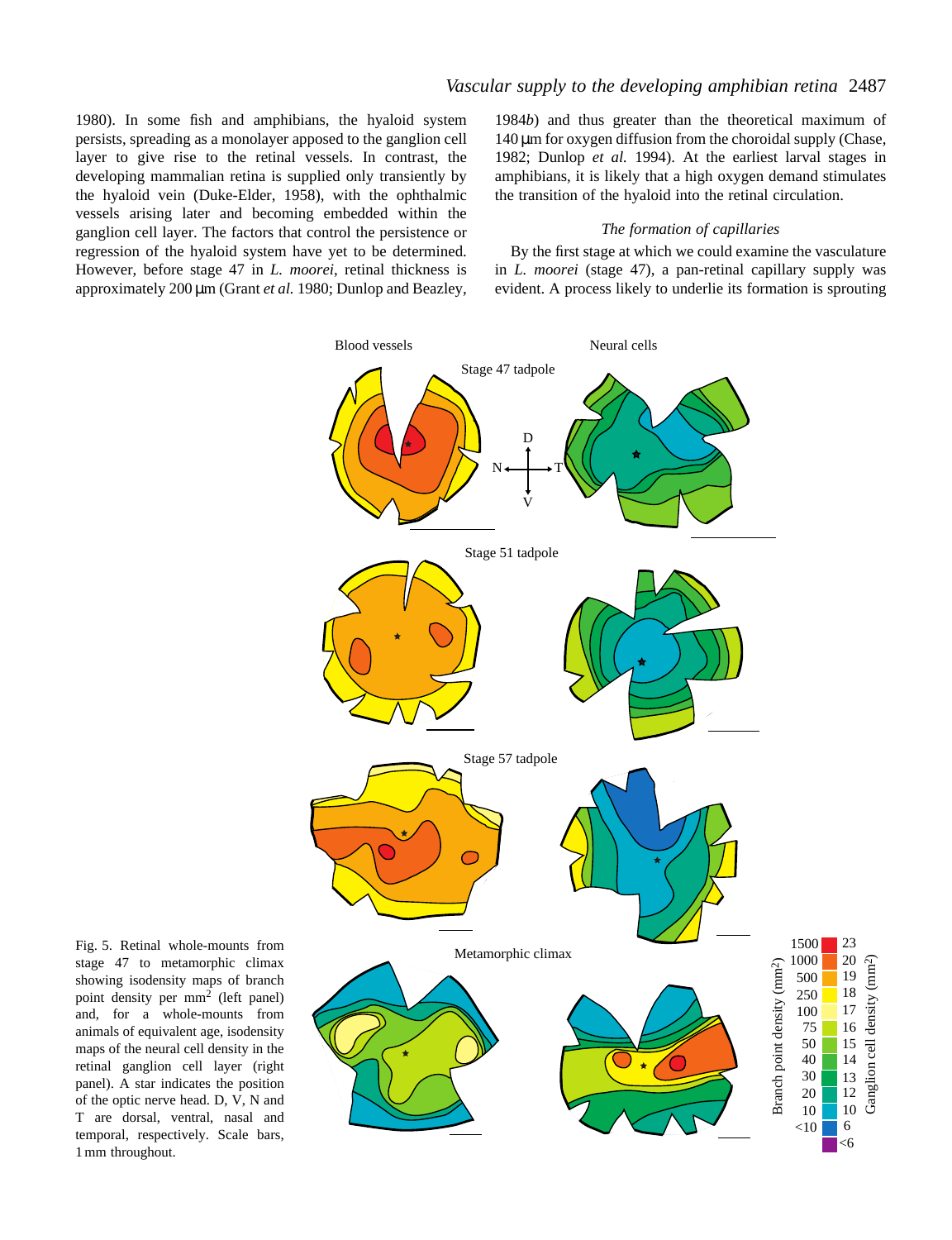1980). In some fish and amphibians, the hyaloid system persists, spreading as a monolayer apposed to the ganglion cell layer to give rise to the retinal vessels. In contrast, the developing mammalian retina is supplied only transiently by the hyaloid vein (Duke-Elder, 1958), with the ophthalmic vessels arising later and becoming embedded within the ganglion cell layer. The factors that control the persistence or regression of the hyaloid system have yet to be determined. However, before stage 47 in *L. moorei*, retinal thickness is approximately 200 μm (Grant *et al.* 1980; Dunlop and Beazley, 1984*b*) and thus greater than the theoretical maximum of 140 μm for oxygen diffusion from the choroidal supply (Chase, 1982; Dunlop *et al.* 1994). At the earliest larval stages in amphibians, it is likely that a high oxygen demand stimulates the transition of the hyaloid into the retinal circulation.

### *The formation of capillaries*

By the first stage at which we could examine the vasculature in *L. moorei* (stage 47), a pan-retinal capillary supply was evident. A process likely to underlie its formation is sprouting

Fig. 5. Retinal whole-mounts from stage 47 to metamorphic climax showing isodensity maps of branch point density per mm$^2$ (left panel) and, for a whole-mounts from animals of equivalent age, isodensity maps of the neural cell density in the retinal ganglion cell layer (right panel). A star indicates the position of the optic nerve head. D, V, N and T are dorsal, ventral, nasal and temporal, respectively. Scale bars, 1 mm throughout.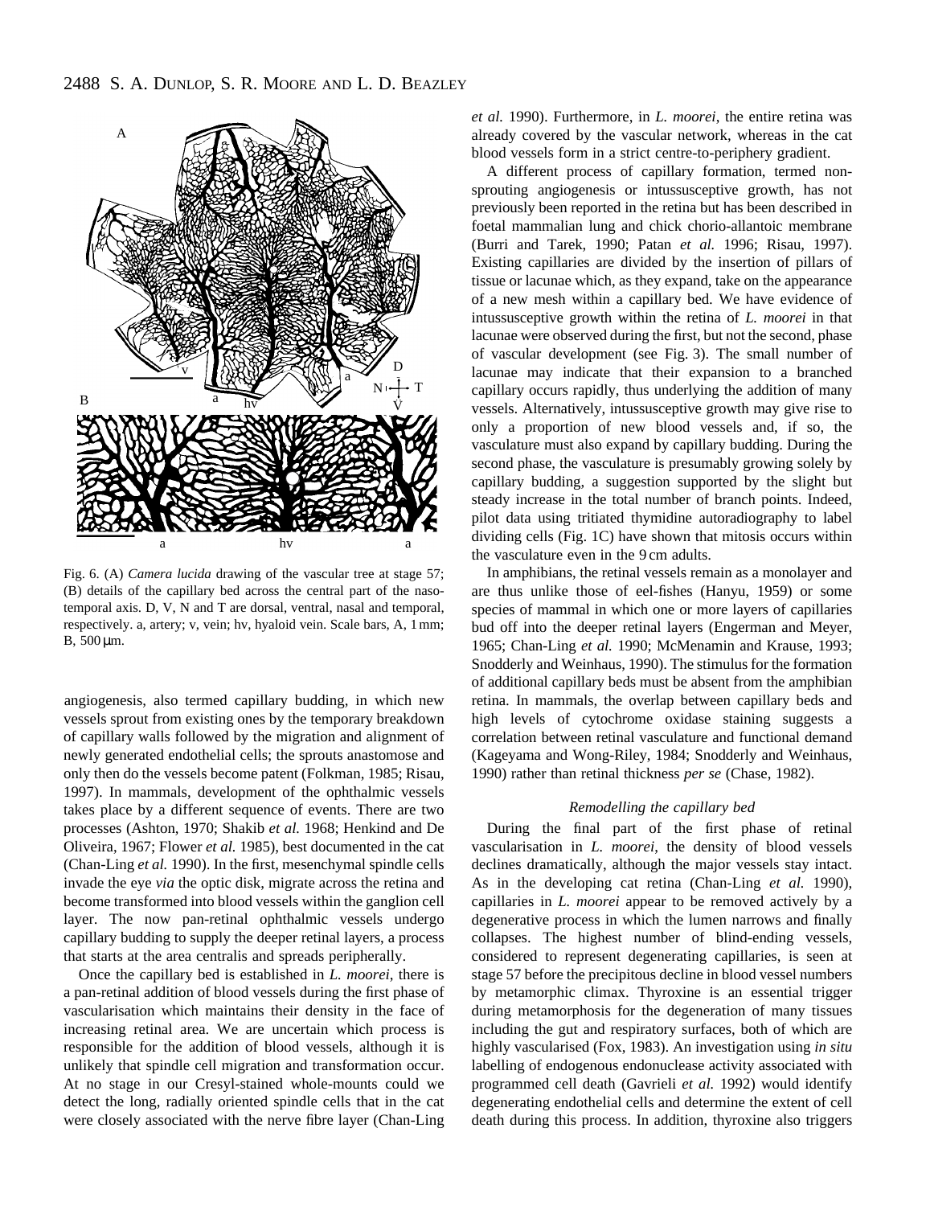Fig. 6. (A) *Camera lucida* drawing of the vascular tree at stage 57; (B) details of the capillary bed across the central part of the naso-temporal axis. D, V, N and T are dorsal, ventral, nasal and temporal, respectively. a, artery; v, vein; hv, hyaloid vein. Scale bars, A, 1 mm; B, 500 μm.

angiogenesis, also termed capillary budding, in which new vessels sprout from existing ones by the temporary breakdown of capillary walls followed by the migration and alignment of newly generated endothelial cells; the sprouts anastomose and only then do the vessels become patent (Folkman, 1985; Risau, 1997). In mammals, development of the ophthalmic vessels takes place by a different sequence of events. There are two processes (Ashton, 1970; Shakib *et al.* 1968; Henkind and De Oliveira, 1967; Flower *et al.* 1985), best documented in the cat (Chan-Ling *et al.* 1990). In the first, mesenchymal spindle cells invade the eye *via* the optic disk, migrate across the retina and become transformed into blood vessels within the ganglion cell layer. The now pan-retinal ophthalmic vessels undergo capillary budding to supply the deeper retinal layers, a process that starts at the area centralis and spreads peripherally.

Once the capillary bed is established in *L. moorei*, there is a pan-retinal addition of blood vessels during the first phase of vascularisation which maintains their density in the face of increasing retinal area. We are uncertain which process is responsible for the addition of blood vessels, although it is unlikely that spindle cell migration and transformation occur. At no stage in our Cresyl-stained whole-mounts could we detect the long, radially oriented spindle cells that in the cat were closely associated with the nerve fibre layer (Chan-Ling *et al.* 1990). Furthermore, in *L. moorei*, the entire retina was already covered by the vascular network, whereas in the cat blood vessels form in a strict centre-to-periphery gradient.

A different process of capillary formation, termed non-sprouting angiogenesis or intussusceptive growth, has not previously been reported in the retina but has been described in foetal mammalian lung and chick chorio-allantoic membrane (Burri and Tarek, 1990; Patan *et al.* 1996; Risau, 1997). Existing capillaries are divided by the insertion of pillars of tissue or lacunae which, as they expand, take on the appearance of a new mesh within a capillary bed. We have evidence of intussusceptive growth within the retina of *L. moorei* in that lacunae were observed during the first, but not the second, phase of vascular development (see Fig. 3). The small number of lacunae may indicate that their expansion to a branched capillary occurs rapidly, thus underlying the addition of many vessels. Alternatively, intussusceptive growth may give rise to only a proportion of new blood vessels and, if so, the vasculature must also expand by capillary budding. During the second phase, the vasculature is presumably growing solely by capillary budding, a suggestion supported by the slight but steady increase in the total number of branch points. Indeed, pilot data using tritiated thymidine autoradiography to label dividing cells (Fig. 1C) have shown that mitosis occurs within the vasculature even in the 9 cm adults.

In amphibians, the retinal vessels remain as a monolayer and are thus unlike those of eel-fishes (Hanyu, 1959) or some species of mammal in which one or more layers of capillaries bud off into the deeper retinal layers (Engerman and Meyer, 1965; Chan-Ling *et al.* 1990; McMenamin and Krause, 1993; Snodderly and Weinhaus, 1990). The stimulus for the formation of additional capillary beds must be absent from the amphibian retina. In mammals, the overlap between capillary beds and high levels of cytochrome oxidase staining suggests a correlation between retinal vasculature and functional demand (Kageyama and Wong-Riley, 1984; Snodderly and Weinhaus, 1990) rather than retinal thickness *per se* (Chase, 1982).

### *Remodelling the capillary bed*

During the final part of the first phase of retinal vascularisation in *L. moorei*, the density of blood vessels declines dramatically, although the major vessels stay intact. As in the developing cat retina (Chan-Ling *et al.* 1990), capillaries in *L. moorei* appear to be removed actively by a degenerative process in which the lumen narrows and finally collapses. The highest number of blind-ending vessels, considered to represent degenerating capillaries, is seen at stage 57 before the precipitous decline in blood vessel numbers by metamorphic climax. Thyroxine is an essential trigger during metamorphosis for the degeneration of many tissues including the gut and respiratory surfaces, both of which are highly vascularised (Fox, 1983). An investigation using *in situ* labelling of endogenous endonuclease activity associated with programmed cell death (Gavrieli *et al.* 1992) would identify degenerating endothelial cells and determine the extent of cell death during this process. In addition, thyroxine also triggers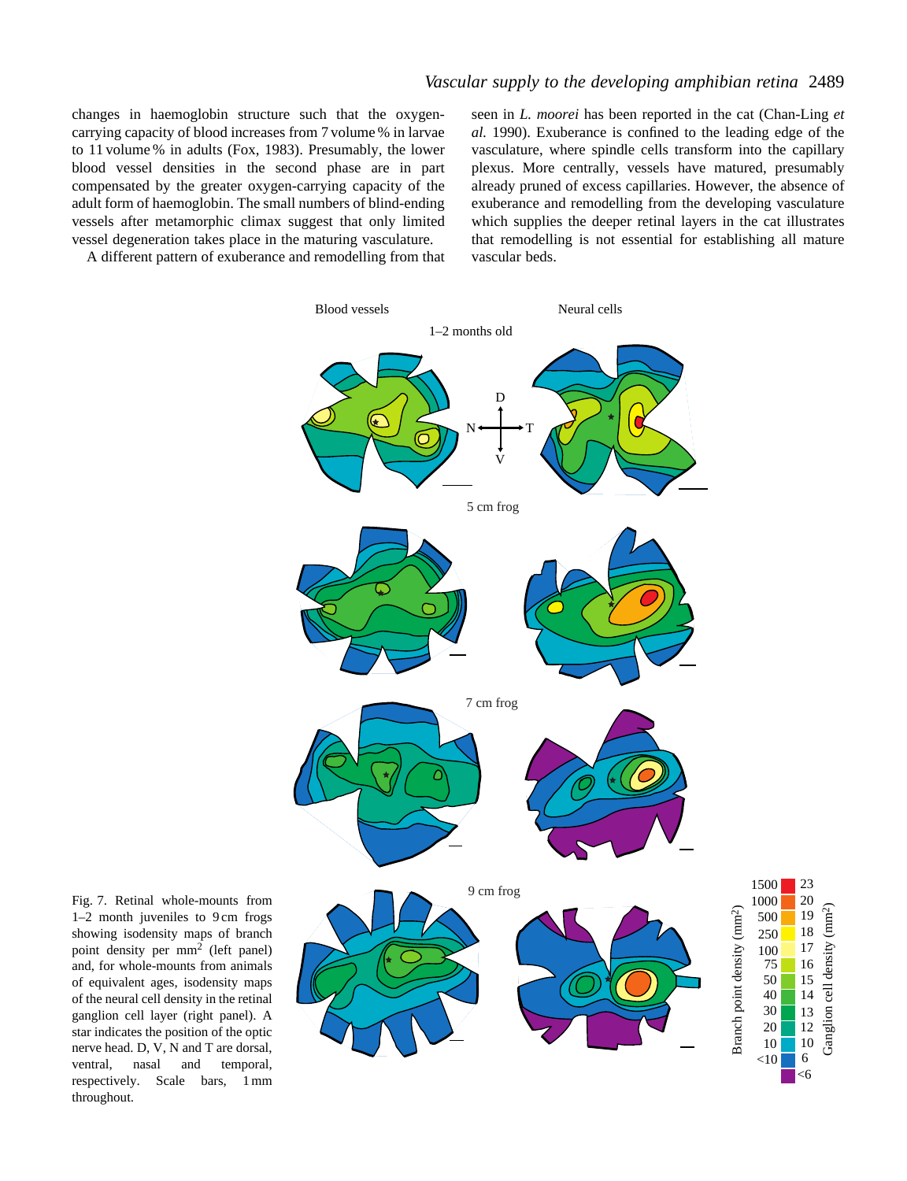changes in haemoglobin structure such that the oxygen-carrying capacity of blood increases from 7 volume % in larvae to 11 volume % in adults (Fox, 1983). Presumably, the lower blood vessel densities in the second phase are in part compensated by the greater oxygen-carrying capacity of the adult form of haemoglobin. The small numbers of blind-ending vessels after metamorphic climax suggest that only limited vessel degeneration takes place in the maturing vasculature.

A different pattern of exuberance and remodelling from that seen in *L. moorei* has been reported in the cat (Chan-Ling *et al.* 1990). Exuberance is confined to the leading edge of the vasculature, where spindle cells transform into the capillary plexus. More centrally, vessels have matured, presumably already pruned of excess capillaries. However, the absence of exuberance and remodelling from the developing vasculature which supplies the deeper retinal layers in the cat illustrates that remodelling is not essential for establishing all mature vascular beds.

Fig. 7. Retinal whole-mounts from 1–2 month juveniles to 9 cm frogs showing isodensity maps of branch point density per mm$^2$ (left panel) and, for whole-mounts from animals of equivalent ages, isodensity maps of the neural cell density in the retinal ganglion cell layer (right panel). A star indicates the position of the optic nerve head. D, V, N and T are dorsal, ventral, nasal and temporal, respectively. Scale bars, 1 mm throughout.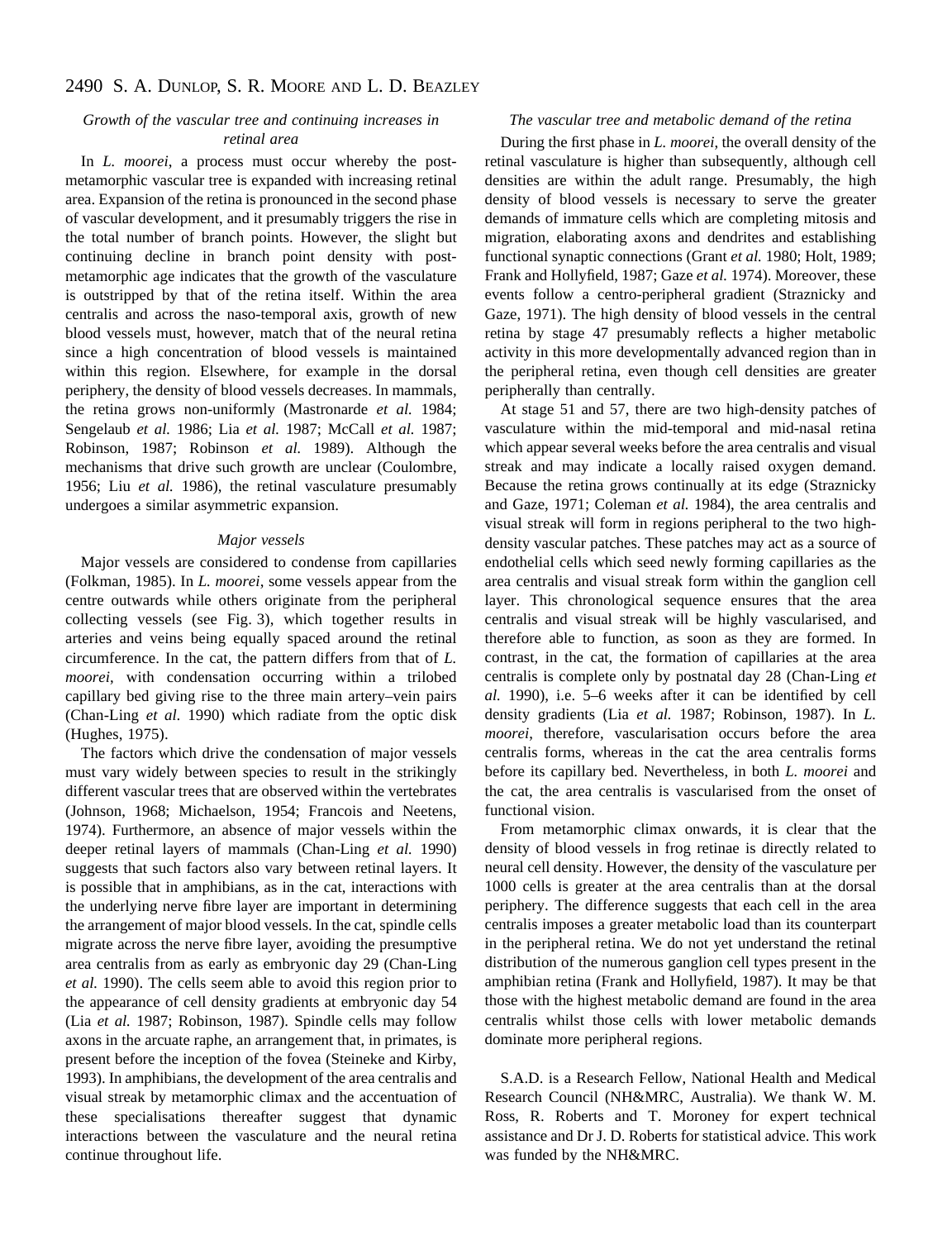### *Growth of the vascular tree and continuing increases in retinal area*

In *L. moorei*, a process must occur whereby the post-metamorphic vascular tree is expanded with increasing retinal area. Expansion of the retina is pronounced in the second phase of vascular development, and it presumably triggers the rise in the total number of branch points. However, the slight but continuing decline in branch point density with post-metamorphic age indicates that the growth of the vasculature is outstripped by that of the retina itself. Within the area centralis and across the naso-temporal axis, growth of new blood vessels must, however, match that of the neural retina since a high concentration of blood vessels is maintained within this region. Elsewhere, for example in the dorsal periphery, the density of blood vessels decreases. In mammals, the retina grows non-uniformly (Mastronarde *et al.* 1984; Sengelaub *et al.* 1986; Lia *et al.* 1987; McCall *et al.* 1987; Robinson, 1987; Robinson *et al.* 1989). Although the mechanisms that drive such growth are unclear (Coulombre, 1956; Liu *et al.* 1986), the retinal vasculature presumably undergoes a similar asymmetric expansion.

### *Major vessels*

Major vessels are considered to condense from capillaries (Folkman, 1985). In *L. moorei*, some vessels appear from the centre outwards while others originate from the peripheral collecting vessels (see Fig. 3), which together results in arteries and veins being equally spaced around the retinal circumference. In the cat, the pattern differs from that of *L. moorei*, with condensation occurring within a trilobed capillary bed giving rise to the three main artery–vein pairs (Chan-Ling *et al.* 1990) which radiate from the optic disk (Hughes, 1975).

The factors which drive the condensation of major vessels must vary widely between species to result in the strikingly different vascular trees that are observed within the vertebrates (Johnson, 1968; Michaelson, 1954; Francois and Neetens, 1974). Furthermore, an absence of major vessels within the deeper retinal layers of mammals (Chan-Ling *et al.* 1990) suggests that such factors also vary between retinal layers. It is possible that in amphibians, as in the cat, interactions with the underlying nerve fibre layer are important in determining the arrangement of major blood vessels. In the cat, spindle cells migrate across the nerve fibre layer, avoiding the presumptive area centralis from as early as embryonic day 29 (Chan-Ling *et al.* 1990). The cells seem able to avoid this region prior to the appearance of cell density gradients at embryonic day 54 (Lia *et al.* 1987; Robinson, 1987). Spindle cells may follow axons in the arcuate raphe, an arrangement that, in primates, is present before the inception of the fovea (Steineke and Kirby, 1993). In amphibians, the development of the area centralis and visual streak by metamorphic climax and the accentuation of these specialisations thereafter suggest that dynamic interactions between the vasculature and the neural retina continue throughout life.

### *The vascular tree and metabolic demand of the retina*

During the first phase in *L. moorei*, the overall density of the retinal vasculature is higher than subsequently, although cell densities are within the adult range. Presumably, the high density of blood vessels is necessary to serve the greater demands of immature cells which are completing mitosis and migration, elaborating axons and dendrites and establishing functional synaptic connections (Grant *et al.* 1980; Holt, 1989; Frank and Hollyfield, 1987; Gaze *et al.* 1974). Moreover, these events follow a centro-peripheral gradient (Straznicky and Gaze, 1971). The high density of blood vessels in the central retina by stage 47 presumably reflects a higher metabolic activity in this more developmentally advanced region than in the peripheral retina, even though cell densities are greater peripherally than centrally.

At stage 51 and 57, there are two high-density patches of vasculature within the mid-temporal and mid-nasal retina which appear several weeks before the area centralis and visual streak and may indicate a locally raised oxygen demand. Because the retina grows continually at its edge (Straznicky and Gaze, 1971; Coleman *et al.* 1984), the area centralis and visual streak will form in regions peripheral to the two high-density vascular patches. These patches may act as a source of endothelial cells which seed newly forming capillaries as the area centralis and visual streak form within the ganglion cell layer. This chronological sequence ensures that the area centralis and visual streak will be highly vascularised, and therefore able to function, as soon as they are formed. In contrast, in the cat, the formation of capillaries at the area centralis is complete only by postnatal day 28 (Chan-Ling *et al.* 1990), i.e. 5–6 weeks after it can be identified by cell density gradients (Lia *et al.* 1987; Robinson, 1987). In *L. moorei*, therefore, vascularisation occurs before the area centralis forms, whereas in the cat the area centralis forms before its capillary bed. Nevertheless, in both *L. moorei* and the cat, the area centralis is vascularised from the onset of functional vision.

From metamorphic climax onwards, it is clear that the density of blood vessels in frog retinae is directly related to neural cell density. However, the density of the vasculature per 1000 cells is greater at the area centralis than at the dorsal periphery. The difference suggests that each cell in the area centralis imposes a greater metabolic load than its counterpart in the peripheral retina. We do not yet understand the retinal distribution of the numerous ganglion cell types present in the amphibian retina (Frank and Hollyfield, 1987). It may be that those with the highest metabolic demand are found in the area centralis whilst those cells with lower metabolic demands dominate more peripheral regions.

S.A.D. is a Research Fellow, National Health and Medical Research Council (NH&MRC, Australia). We thank W. M. Ross, R. Roberts and T. Moroney for expert technical assistance and Dr J. D. Roberts for statistical advice. This work was funded by the NH&MRC.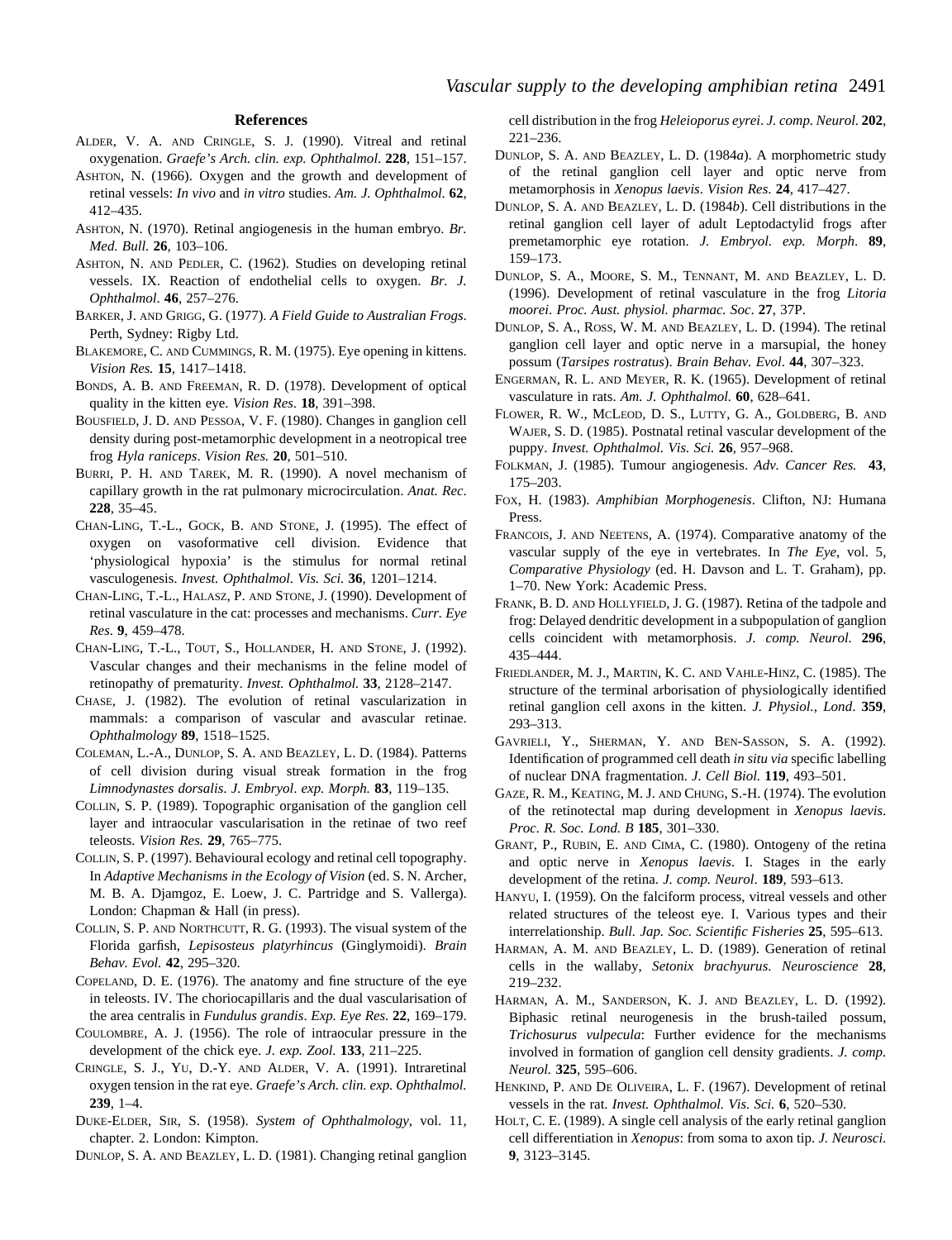## References

ALDER, V. A. AND CRINGLE, S. J. (1990). Vitreal and retinal oxygenation. *Graefe's Arch. clin. exp. Ophthalmol*. **228**, 151–157.

ASHTON, N. (1966). Oxygen and the growth and development of retinal vessels: *In vivo* and *in vitro* studies. *Am. J. Ophthalmol.* **62**, 412–435.

ASHTON, N. (1970). Retinal angiogenesis in the human embryo. *Br. Med. Bull.* **26**, 103–106.

ASHTON, N. AND PEDLER, C. (1962). Studies on developing retinal vessels. IX. Reaction of endothelial cells to oxygen. *Br. J. Ophthalmol*. **46**, 257–276.

BARKER, J. AND GRIGG, G. (1977). *A Field Guide to Australian Frogs*. Perth, Sydney: Rigby Ltd.

BLAKEMORE, C. AND CUMMINGS, R. M. (1975). Eye opening in kittens. *Vision Res.* **15**, 1417–1418.

BONDS, A. B. AND FREEMAN, R. D. (1978). Development of optical quality in the kitten eye. *Vision Res*. **18**, 391–398.

BOUSFIELD, J. D. AND PESSOA, V. F. (1980). Changes in ganglion cell density during post-metamorphic development in a neotropical tree frog *Hyla raniceps*. *Vision Res.* **20**, 501–510.

BURRI, P. H. AND TAREK, M. R. (1990). A novel mechanism of capillary growth in the rat pulmonary microcirculation. *Anat. Rec*. **228**, 35–45.

CHAN-LING, T.-L., GOCK, B. AND STONE, J. (1995). The effect of oxygen on vasoformative cell division. Evidence that 'physiological hypoxia' is the stimulus for normal retinal vasculogenesis. *Invest. Ophthalmol. Vis. Sci.* **36**, 1201–1214.

CHAN-LING, T.-L., HALASZ, P. AND STONE, J. (1990). Development of retinal vasculature in the cat: processes and mechanisms. *Curr. Eye Res*. **9**, 459–478.

CHAN-LING, T.-L., TOUT, S., HOLLANDER, H. AND STONE, J. (1992). Vascular changes and their mechanisms in the feline model of retinopathy of prematurity. *Invest. Ophthalmol.* **33**, 2128–2147.

CHASE, J. (1982). The evolution of retinal vascularization in mammals: a comparison of vascular and avascular retinae. *Ophthalmology* **89**, 1518–1525.

COLEMAN, L.-A., DUNLOP, S. A. AND BEAZLEY, L. D. (1984). Patterns of cell division during visual streak formation in the frog *Limnodynastes dorsalis*. *J. Embryol. exp. Morph.* **83**, 119–135.

COLLIN, S. P. (1989). Topographic organisation of the ganglion cell layer and intraocular vascularisation in the retinae of two reef teleosts. *Vision Res.* **29**, 765–775.

COLLIN, S. P. (1997). Behavioural ecology and retinal cell topography. In *Adaptive Mechanisms in the Ecology of Vision* (ed. S. N. Archer, M. B. A. Djamgoz, E. Loew, J. C. Partridge and S. Vallerga). London: Chapman & Hall (in press).

COLLIN, S. P. AND NORTHCUTT, R. G. (1993). The visual system of the Florida garfish, *Lepisosteus platyrhincus* (Ginglymoidi). *Brain Behav. Evol.* **42**, 295–320.

COPELAND, D. E. (1976). The anatomy and fine structure of the eye in teleosts. IV. The choriocapillaris and the dual vascularisation of the area centralis in *Fundulus grandis*. *Exp. Eye Res.* **22**, 169–179.

COULOMBRE, A. J. (1956). The role of intraocular pressure in the development of the chick eye. *J. exp. Zool.* **133**, 211–225.

CRINGLE, S. J., YU, D.-Y. AND ALDER, V. A. (1991). Intraretinal oxygen tension in the rat eye. *Graefe's Arch. clin. exp. Ophthalmol.* **239**, 1–4.

DUKE-ELDER, SIR, S. (1958). *System of Ophthalmology*, vol. 11, chapter. 2. London: Kimpton.

DUNLOP, S. A. AND BEAZLEY, L. D. (1981). Changing retinal ganglion cell distribution in the frog *Heleioporus eyrei*. *J. comp. Neurol.* **202**, 221–236.

DUNLOP, S. A. AND BEAZLEY, L. D. (1984*a*). A morphometric study of the retinal ganglion cell layer and optic nerve from metamorphosis in *Xenopus laevis*. *Vision Res*. **24**, 417–427.

DUNLOP, S. A. AND BEAZLEY, L. D. (1984*b*). Cell distributions in the retinal ganglion cell layer of adult Leptodactylid frogs after premetamorphic eye rotation. *J. Embryol. exp. Morph*. **89**, 159–173.

DUNLOP, S. A., MOORE, S. M., TENNANT, M. AND BEAZLEY, L. D. (1996). Development of retinal vasculature in the frog *Litoria moorei*. *Proc. Aust. physiol. pharmac. Soc*. **27**, 37P.

DUNLOP, S. A., ROSS, W. M. AND BEAZLEY, L. D. (1994). The retinal ganglion cell layer and optic nerve in a marsupial, the honey possum (*Tarsipes rostratus*). *Brain Behav. Evol*. **44**, 307–323.

ENGERMAN, R. L. AND MEYER, R. K. (1965). Development of retinal vasculature in rats. *Am. J. Ophthalmol.* **60**, 628–641.

FLOWER, R. W., MCLEOD, D. S., LUTTY, G. A., GOLDBERG, B. AND WAJER, S. D. (1985). Postnatal retinal vascular development of the puppy. *Invest. Ophthalmol. Vis. Sci.* **26**, 957–968.

FOLKMAN, J. (1985). Tumour angiogenesis. *Adv. Cancer Res.* **43**, 175–203.

FOX, H. (1983). *Amphibian Morphogenesis*. Clifton, NJ: Humana Press.

FRANCOIS, J. AND NEETENS, A. (1974). Comparative anatomy of the vascular supply of the eye in vertebrates. In *The Eye*, vol. 5, *Comparative Physiology* (ed. H. Davson and L. T. Graham), pp. 1–70. New York: Academic Press.

FRANK, B. D. AND HOLLYFIELD, J. G. (1987). Retina of the tadpole and frog: Delayed dendritic development in a subpopulation of ganglion cells coincident with metamorphosis. *J. comp. Neurol.* **296**, 435–444.

FRIEDLANDER, M. J., MARTIN, K. C. AND VAHLE-HINZ, C. (1985). The structure of the terminal arborisation of physiologically identified retinal ganglion cell axons in the kitten. *J. Physiol., Lond*. **359**, 293–313.

GAVRIELI, Y., SHERMAN, Y. AND BEN-SASSON, S. A. (1992). Identification of programmed cell death *in situ via* specific labelling of nuclear DNA fragmentation. *J. Cell Biol.* **119**, 493–501.

GAZE, R. M., KEATING, M. J. AND CHUNG, S.-H. (1974). The evolution of the retinotectal map during development in *Xenopus laevis*. *Proc. R. Soc. Lond. B* **185**, 301–330.

GRANT, P., RUBIN, E. AND CIMA, C. (1980). Ontogeny of the retina and optic nerve in *Xenopus laevis*. I. Stages in the early development of the retina. *J. comp. Neurol*. **189**, 593–613.

HANYU, I. (1959). On the falciform process, vitreal vessels and other related structures of the teleost eye. I. Various types and their interrelationship. *Bull. Jap. Soc. Scientific Fisheries* **25**, 595–613.

HARMAN, A. M. AND BEAZLEY, L. D. (1989). Generation of retinal cells in the wallaby, *Setonix brachyurus*. *Neuroscience* **28**, 219–232.

HARMAN, A. M., SANDERSON, K. J. AND BEAZLEY, L. D. (1992). Biphasic retinal neurogenesis in the brush-tailed possum, *Trichosurus vulpecula*: Further evidence for the mechanisms involved in formation of ganglion cell density gradients. *J. comp. Neurol.* **325**, 595–606.

HENKIND, P. AND DE OLIVEIRA, L. F. (1967). Development of retinal vessels in the rat. *Invest. Ophthalmol. Vis. Sci.* **6**, 520–530.

HOLT, C. E. (1989). A single cell analysis of the early retinal ganglion cell differentiation in *Xenopus*: from soma to axon tip. *J. Neurosci.* **9**, 3123–3145.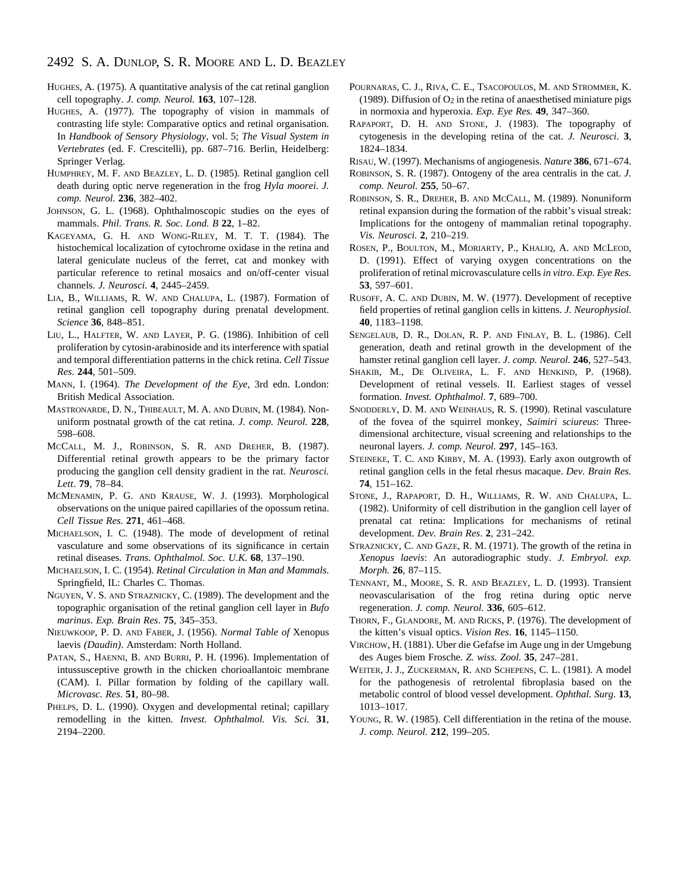HUGHES, A. (1975). A quantitative analysis of the cat retinal ganglion cell topography. *J. comp. Neurol.* **163**, 107–128.

HUGHES, A. (1977). The topography of vision in mammals of contrasting life style: Comparative optics and retinal organisation. In *Handbook of Sensory Physiology*, vol. 5; *The Visual System in Vertebrates* (ed. F. Crescitelli), pp. 687–716. Berlin, Heidelberg: Springer Verlag.

HUMPHREY, M. F. AND BEAZLEY, L. D. (1985). Retinal ganglion cell death during optic nerve regeneration in the frog *Hyla moorei*. *J. comp. Neurol.* **236**, 382–402.

JOHNSON, G. L. (1968). Ophthalmoscopic studies on the eyes of mammals. *Phil. Trans. R. Soc. Lond. B* **22**, 1–82.

KAGEYAMA, G. H. AND WONG-RILEY, M. T. T. (1984). The histochemical localization of cytochrome oxidase in the retina and lateral geniculate nucleus of the ferret, cat and monkey with particular reference to retinal mosaics and on/off-center visual channels. *J. Neurosci.* **4**, 2445–2459.

LIA, B., WILLIAMS, R. W. AND CHALUPA, L. (1987). Formation of retinal ganglion cell topography during prenatal development. *Science* **36**, 848–851.

LIU, L., HALFTER, W. AND LAYER, P. G. (1986). Inhibition of cell proliferation by cytosin-arabinoside and its interference with spatial and temporal differentiation patterns in the chick retina. *Cell Tissue Res*. **244**, 501–509.

MANN, I. (1964). *The Development of the Eye*, 3rd edn. London: British Medical Association.

MASTRONARDE, D. N., THIBEAULT, M. A. AND DUBIN, M. (1984). Non-uniform postnatal growth of the cat retina. *J. comp. Neurol.* **228**, 598–608.

MCCALL, M. J., ROBINSON, S. R. AND DREHER, B. (1987). Differential retinal growth appears to be the primary factor producing the ganglion cell density gradient in the rat. *Neurosci. Lett*. **79**, 78–84.

MCMENAMIN, P. G. AND KRAUSE, W. J. (1993). Morphological observations on the unique paired capillaries of the opossum retina. *Cell Tissue Res.* **271**, 461–468.

MICHAELSON, I. C. (1948). The mode of development of retinal vasculature and some observations of its significance in certain retinal diseases. *Trans. Ophthalmol. Soc. U.K.* **68**, 137–190.

MICHAELSON, I. C. (1954). *Retinal Circulation in Man and Mammals*. Springfield, IL: Charles C. Thomas.

NGUYEN, V. S. AND STRAZNICKY, C. (1989). The development and the topographic organisation of the retinal ganglion cell layer in *Bufo marinus*. *Exp. Brain Res*. **75**, 345–353.

NIEUWKOOP, P. D. AND FABER, J. (1956). *Normal Table of* Xenopus laevis *(Daudin)*. Amsterdam: North Holland.

PATAN, S., HAENNI, B. AND BURRI, P. H. (1996). Implementation of intussusceptive growth in the chicken chorioallantoic membrane (CAM). I. Pillar formation by folding of the capillary wall. *Microvasc. Res*. **51**, 80–98.

PHELPS, D. L. (1990). Oxygen and developmental retinal; capillary remodelling in the kitten. *Invest. Ophthalmol. Vis. Sci.* **31**, 2194–2200.

POURNARAS, C. J., RIVA, C. E., TSACOPOULOS, M. AND STROMMER, K. (1989). Diffusion of $O_2$ in the retina of anaesthetised miniature pigs in normoxia and hyperoxia. *Exp. Eye Res.* **49**, 347–360.

RAPAPORT, D. H. AND STONE, J. (1983). The topography of cytogenesis in the developing retina of the cat. *J. Neurosci*. **3**, 1824–1834.

RISAU, W. (1997). Mechanisms of angiogenesis. *Nature* **386**, 671–674.

ROBINSON, S. R. (1987). Ontogeny of the area centralis in the cat. *J. comp. Neurol.* **255**, 50–67.

ROBINSON, S. R., DREHER, B. AND MCCALL, M. (1989). Nonuniform retinal expansion during the formation of the rabbit's visual streak: Implications for the ontogeny of mammalian retinal topography. *Vis. Neurosci.* **2**, 210–219.

ROSEN, P., BOULTON, M., MORIARTY, P., KHALIQ, A. AND MCLEOD, D. (1991). Effect of varying oxygen concentrations on the proliferation of retinal microvasculature cells *in vitro*. *Exp. Eye Res.* **53**, 597–601.

RUSOFF, A. C. AND DUBIN, M. W. (1977). Development of receptive field properties of retinal ganglion cells in kittens. *J. Neurophysiol.* **40**, 1183–1198.

SENGELAUB, D. R., DOLAN, R. P. AND FINLAY, B. L. (1986). Cell generation, death and retinal growth in the development of the hamster retinal ganglion cell layer. *J. comp. Neurol.* **246**, 527–543.

SHAKIB, M., DE OLIVEIRA, L. F. AND HENKIND, P. (1968). Development of retinal vessels. II. Earliest stages of vessel formation. *Invest. Ophthalmol*. **7**, 689–700.

SNODDERLY, D. M. AND WEINHAUS, R. S. (1990). Retinal vasculature of the fovea of the squirrel monkey, *Saimiri sciureus*: Three-dimensional architecture, visual screening and relationships to the neuronal layers. *J. comp. Neurol.* **297**, 145–163.

STEINEKE, T. C. AND KIRBY, M. A. (1993). Early axon outgrowth of retinal ganglion cells in the fetal rhesus macaque. *Dev. Brain Res.* **74**, 151–162.

STONE, J., RAPAPORT, D. H., WILLIAMS, R. W. AND CHALUPA, L. (1982). Uniformity of cell distribution in the ganglion cell layer of prenatal cat retina: Implications for mechanisms of retinal development. *Dev. Brain Res*. **2**, 231–242.

STRAZNICKY, C. AND GAZE, R. M. (1971). The growth of the retina in *Xenopus laevis*: An autoradiographic study. *J. Embryol. exp. Morph.* **26**, 87–115.

TENNANT, M., MOORE, S. R. AND BEAZLEY, L. D. (1993). Transient neovascularisation of the frog retina during optic nerve regeneration. *J. comp. Neurol.* **336**, 605–612.

THORN, F., GLANDORE, M. AND RICKS, P. (1976). The development of the kitten's visual optics. *Vision Res*. **16**, 1145–1150.

VIRCHOW, H. (1881). Uber die Gefafse im Auge ung in der Umgebung des Auges biem Frosche. *Z. wiss. Zool.* **35**, 247–281.

WEITER, J. J., ZUCKERMAN, R. AND SCHEPENS, C. L. (1981). A model for the pathogenesis of retrolental fibroplasia based on the metabolic control of blood vessel development. *Ophthal. Surg*. **13**, 1013–1017.

YOUNG, R. W. (1985). Cell differentiation in the retina of the mouse. *J. comp. Neurol.* **212**, 199–205.